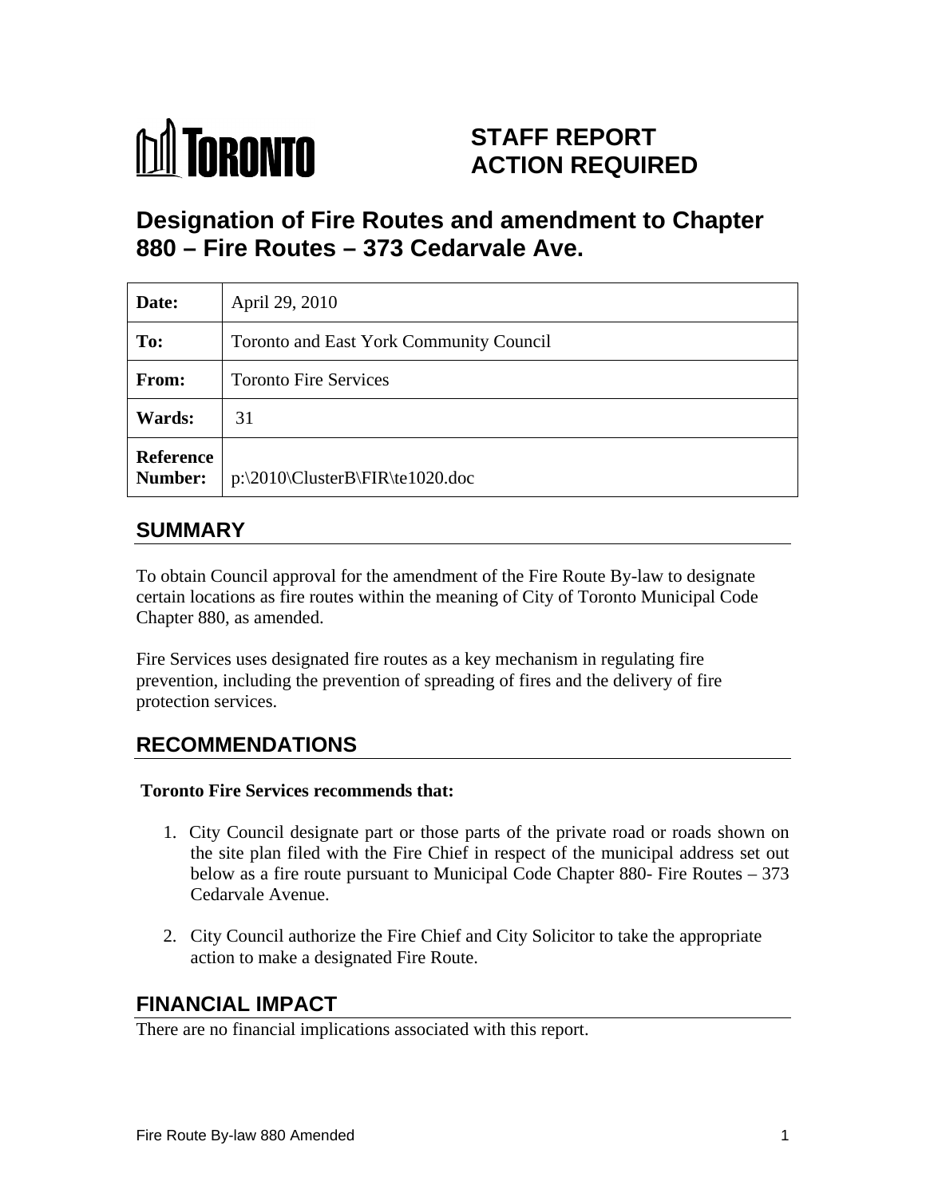TORONTO

# STAFF REPORT ACTION REQUIRED

## Designation of Fire Routes and amendment to Chapter 880 – Fire Routes – 373 Cedarvale Ave.

| | |
|---|---|
| **Date:** | April 29, 2010 |
| **To:** | Toronto and East York Community Council |
| **From:** | Toronto Fire Services |
| **Wards:** | 31 |
| **Reference Number:** | p:\2010\ClusterB\FIR\te1020.doc |

## SUMMARY

To obtain Council approval for the amendment of the Fire Route By-law to designate certain locations as fire routes within the meaning of City of Toronto Municipal Code Chapter 880, as amended.

Fire Services uses designated fire routes as a key mechanism in regulating fire prevention, including the prevention of spreading of fires and the delivery of fire protection services.

## RECOMMENDATIONS

**Toronto Fire Services recommends that:**

1. City Council designate part or those parts of the private road or roads shown on the site plan filed with the Fire Chief in respect of the municipal address set out below as a fire route pursuant to Municipal Code Chapter 880- Fire Routes – 373 Cedarvale Avenue.

2. City Council authorize the Fire Chief and City Solicitor to take the appropriate action to make a designated Fire Route.

## FINANCIAL IMPACT

There are no financial implications associated with this report.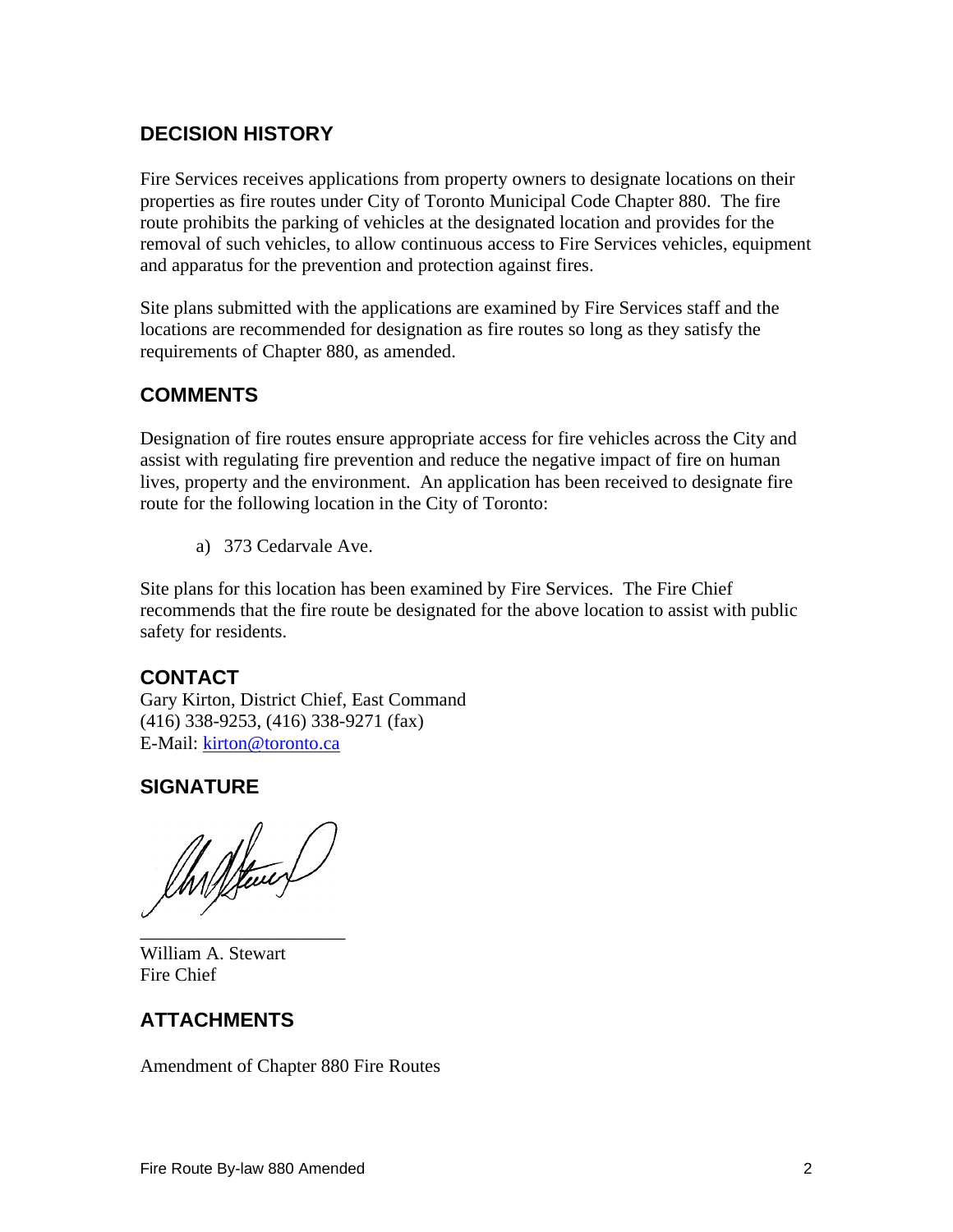## DECISION HISTORY

Fire Services receives applications from property owners to designate locations on their properties as fire routes under City of Toronto Municipal Code Chapter 880. The fire route prohibits the parking of vehicles at the designated location and provides for the removal of such vehicles, to allow continuous access to Fire Services vehicles, equipment and apparatus for the prevention and protection against fires.

Site plans submitted with the applications are examined by Fire Services staff and the locations are recommended for designation as fire routes so long as they satisfy the requirements of Chapter 880, as amended.

## COMMENTS

Designation of fire routes ensure appropriate access for fire vehicles across the City and assist with regulating fire prevention and reduce the negative impact of fire on human lives, property and the environment. An application has been received to designate fire route for the following location in the City of Toronto:

a) 373 Cedarvale Ave.

Site plans for this location has been examined by Fire Services. The Fire Chief recommends that the fire route be designated for the above location to assist with public safety for residents.

## CONTACT

Gary Kirton, District Chief, East Command
(416) 338-9253, (416) 338-9271 (fax)
E-Mail: kirton@toronto.ca

## SIGNATURE

_____________________

William A. Stewart
Fire Chief

## ATTACHMENTS

Amendment of Chapter 880 Fire Routes